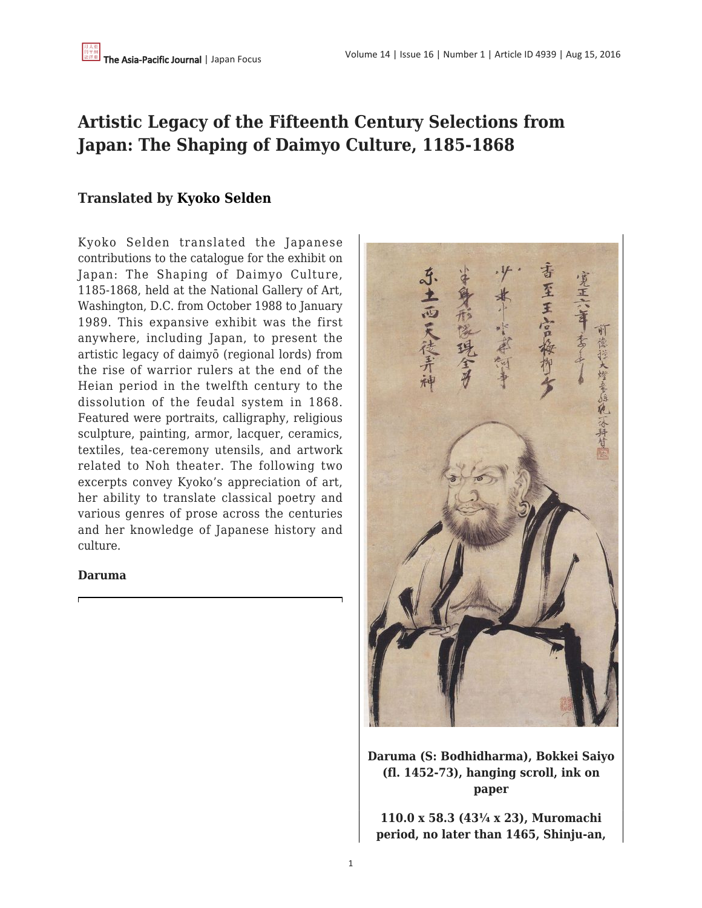# Artistic Legacy of the Fifteenth Century Selections from Japan: The Shaping of Daimyo Culture, 1185-1868

## Translated by Kyoko Selden

Kyoko Selden translated the Japanese contributions to the catalogue for the exhibit on Japan: The Shaping of Daimyo Culture, 1185-1868, held at the National Gallery of Art, Washington, D.C. from October 1988 to January 1989. This expansive exhibit was the first anywhere, including Japan, to present the artistic legacy of daimyō (regional lords) from the rise of warrior rulers at the end of the Heian period in the twelfth century to the dissolution of the feudal system in 1868. Featured were portraits, calligraphy, religious sculpture, painting, armor, lacquer, ceramics, textiles, tea-ceremony utensils, and artwork related to Noh theater. The following two excerpts convey Kyoko's appreciation of art, her ability to translate classical poetry and various genres of prose across the centuries and her knowledge of Japanese history and culture.

### Daruma

**Daruma (S: Bodhidharma), Bokkei Saiyo (fl. 1452-73), hanging scroll, ink on paper**

**110.0 x 58.3 (43¼ x 23), Muromachi period, no later than 1465, Shinju-an,**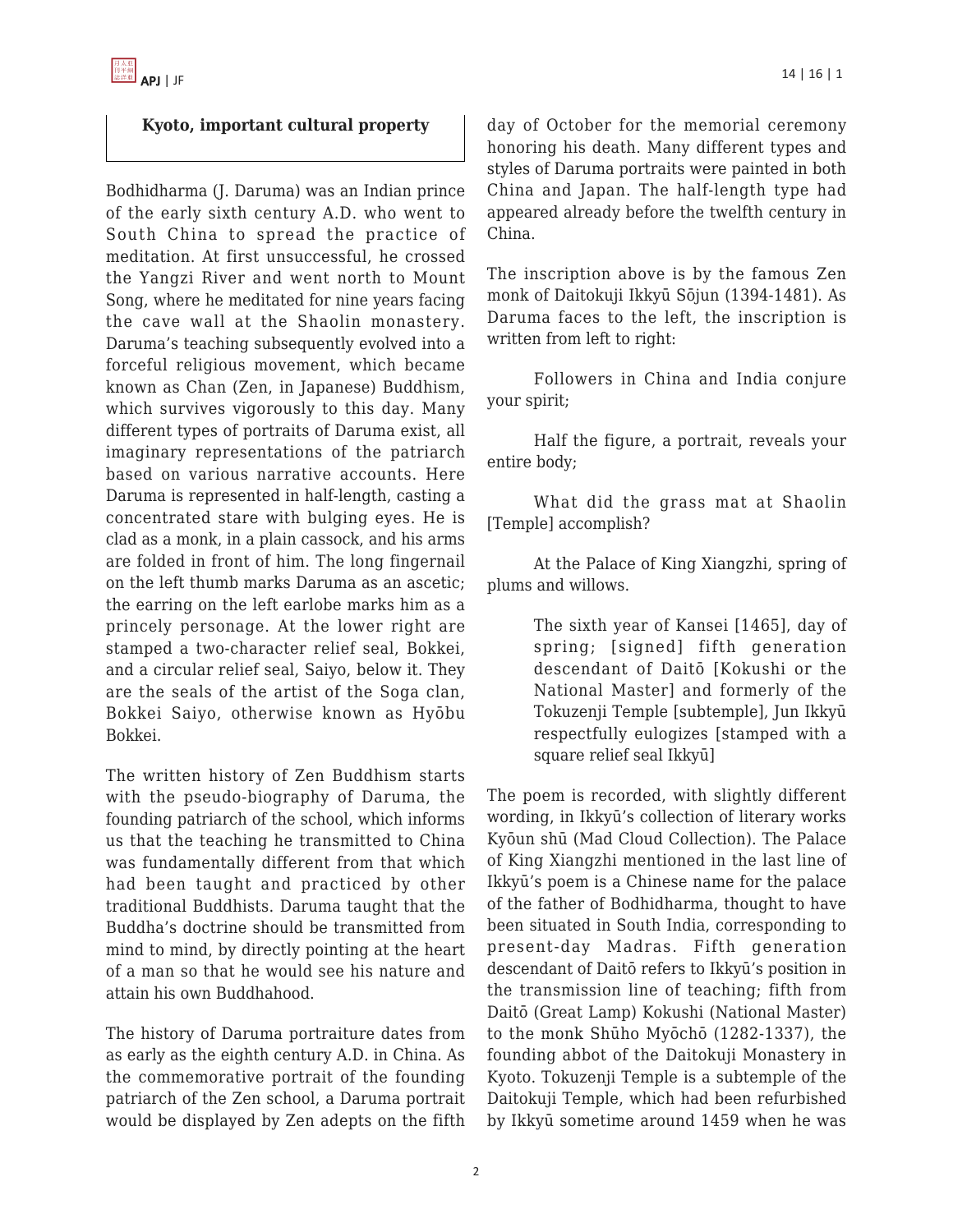**Kyoto, important cultural property**

Bodhidharma (J. Daruma) was an Indian prince of the early sixth century A.D. who went to South China to spread the practice of meditation. At first unsuccessful, he crossed the Yangzi River and went north to Mount Song, where he meditated for nine years facing the cave wall at the Shaolin monastery. Daruma's teaching subsequently evolved into a forceful religious movement, which became known as Chan (Zen, in Japanese) Buddhism, which survives vigorously to this day. Many different types of portraits of Daruma exist, all imaginary representations of the patriarch based on various narrative accounts. Here Daruma is represented in half-length, casting a concentrated stare with bulging eyes. He is clad as a monk, in a plain cassock, and his arms are folded in front of him. The long fingernail on the left thumb marks Daruma as an ascetic; the earring on the left earlobe marks him as a princely personage. At the lower right are stamped a two-character relief seal, Bokkei, and a circular relief seal, Saiyo, below it. They are the seals of the artist of the Soga clan, Bokkei Saiyo, otherwise known as Hyōbu Bokkei.

The written history of Zen Buddhism starts with the pseudo-biography of Daruma, the founding patriarch of the school, which informs us that the teaching he transmitted to China was fundamentally different from that which had been taught and practiced by other traditional Buddhists. Daruma taught that the Buddha's doctrine should be transmitted from mind to mind, by directly pointing at the heart of a man so that he would see his nature and attain his own Buddhahood.

The history of Daruma portraiture dates from as early as the eighth century A.D. in China. As the commemorative portrait of the founding patriarch of the Zen school, a Daruma portrait would be displayed by Zen adepts on the fifth day of October for the memorial ceremony honoring his death. Many different types and styles of Daruma portraits were painted in both China and Japan. The half-length type had appeared already before the twelfth century in China.

The inscription above is by the famous Zen monk of Daitokuji Ikkyū Sōjun (1394-1481). As Daruma faces to the left, the inscription is written from left to right:

Followers in China and India conjure your spirit;

Half the figure, a portrait, reveals your entire body;

What did the grass mat at Shaolin [Temple] accomplish?

At the Palace of King Xiangzhi, spring of plums and willows.

> The sixth year of Kansei [1465], day of spring; [signed] fifth generation descendant of Daitō [Kokushi or the National Master] and formerly of the Tokuzenji Temple [subtemple], Jun Ikkyū respectfully eulogizes [stamped with a square relief seal Ikkyū]

The poem is recorded, with slightly different wording, in Ikkyū's collection of literary works Kyōun shū (Mad Cloud Collection). The Palace of King Xiangzhi mentioned in the last line of Ikkyū's poem is a Chinese name for the palace of the father of Bodhidharma, thought to have been situated in South India, corresponding to present-day Madras. Fifth generation descendant of Daitō refers to Ikkyū's position in the transmission line of teaching; fifth from Daitō (Great Lamp) Kokushi (National Master) to the monk Shūho Myōchō (1282-1337), the founding abbot of the Daitokuji Monastery in Kyoto. Tokuzenji Temple is a subtemple of the Daitokuji Temple, which had been refurbished by Ikkyū sometime around 1459 when he was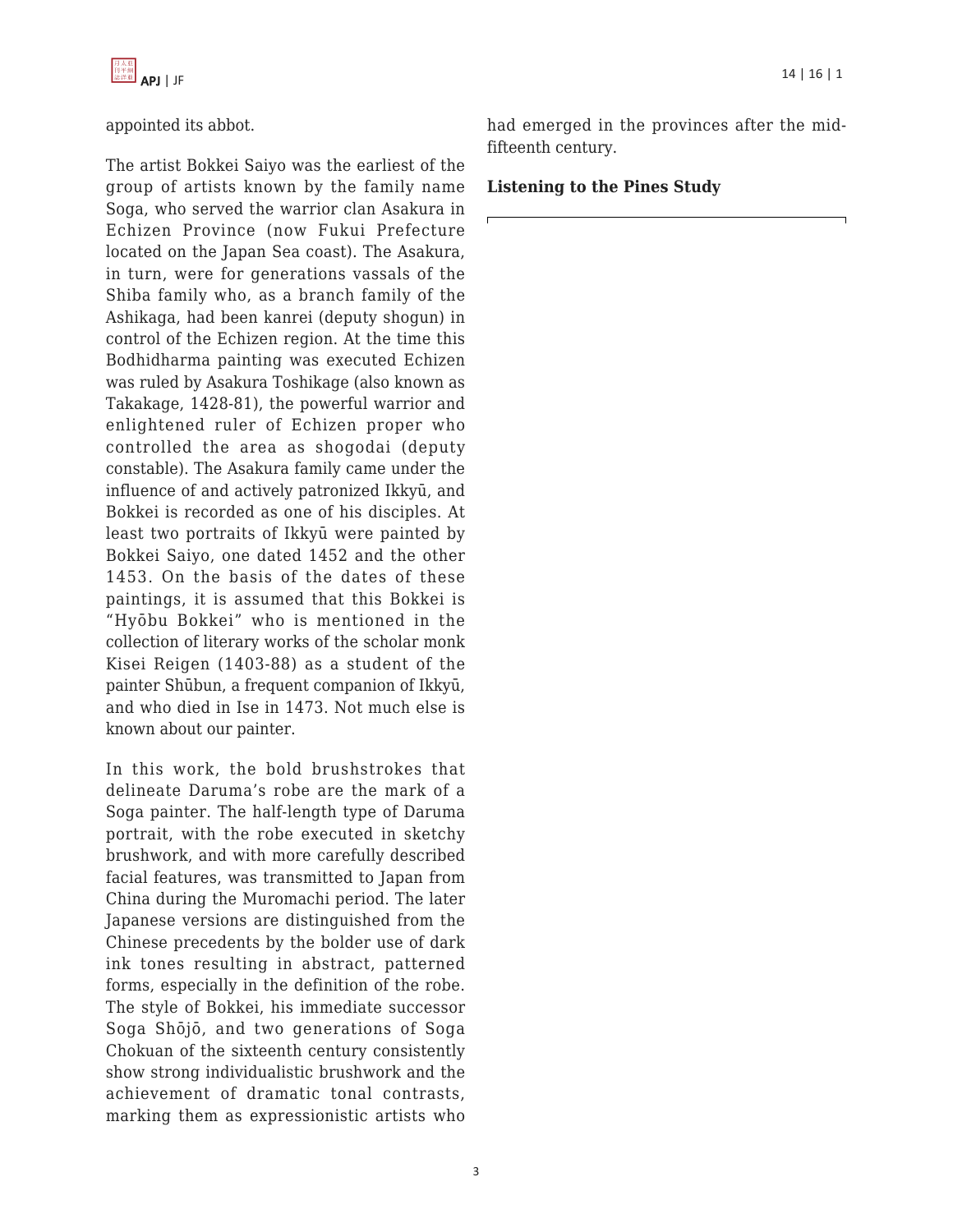appointed its abbot.

The artist Bokkei Saiyo was the earliest of the group of artists known by the family name Soga, who served the warrior clan Asakura in Echizen Province (now Fukui Prefecture located on the Japan Sea coast). The Asakura, in turn, were for generations vassals of the Shiba family who, as a branch family of the Ashikaga, had been kanrei (deputy shogun) in control of the Echizen region. At the time this Bodhidharma painting was executed Echizen was ruled by Asakura Toshikage (also known as Takakage, 1428-81), the powerful warrior and enlightened ruler of Echizen proper who controlled the area as shogodai (deputy constable). The Asakura family came under the influence of and actively patronized Ikkyū, and Bokkei is recorded as one of his disciples. At least two portraits of Ikkyū were painted by Bokkei Saiyo, one dated 1452 and the other 1453. On the basis of the dates of these paintings, it is assumed that this Bokkei is "Hyōbu Bokkei" who is mentioned in the collection of literary works of the scholar monk Kisei Reigen (1403-88) as a student of the painter Shūbun, a frequent companion of Ikkyū, and who died in Ise in 1473. Not much else is known about our painter.

In this work, the bold brushstrokes that delineate Daruma's robe are the mark of a Soga painter. The half-length type of Daruma portrait, with the robe executed in sketchy brushwork, and with more carefully described facial features, was transmitted to Japan from China during the Muromachi period. The later Japanese versions are distinguished from the Chinese precedents by the bolder use of dark ink tones resulting in abstract, patterned forms, especially in the definition of the robe. The style of Bokkei, his immediate successor Soga Shōjō, and two generations of Soga Chokuan of the sixteenth century consistently show strong individualistic brushwork and the achievement of dramatic tonal contrasts, marking them as expressionistic artists who had emerged in the provinces after the mid-fifteenth century.

**Listening to the Pines Study**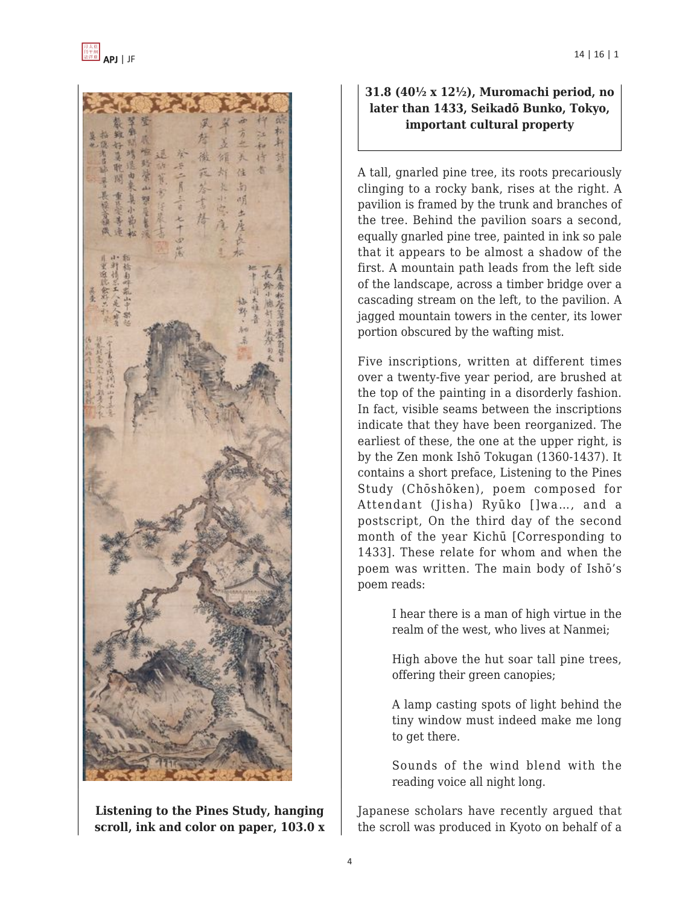**Listening to the Pines Study, hanging scroll, ink and color on paper, 103.0 x 31.8 (40½ x 12½), Muromachi period, no later than 1433, Seikadō Bunko, Tokyo, important cultural property**

A tall, gnarled pine tree, its roots precariously clinging to a rocky bank, rises at the right. A pavilion is framed by the trunk and branches of the tree. Behind the pavilion soars a second, equally gnarled pine tree, painted in ink so pale that it appears to be almost a shadow of the first. A mountain path leads from the left side of the landscape, across a timber bridge over a cascading stream on the left, to the pavilion. A jagged mountain towers in the center, its lower portion obscured by the wafting mist.

Five inscriptions, written at different times over a twenty-five year period, are brushed at the top of the painting in a disorderly fashion. In fact, visible seams between the inscriptions indicate that they have been reorganized. The earliest of these, the one at the upper right, is by the Zen monk Ishō Tokugan (1360-1437). It contains a short preface, Listening to the Pines Study (Chōshōken), poem composed for Attendant (Jisha) Ryūko []wa…, and a postscript, On the third day of the second month of the year Kichū [Corresponding to 1433]. These relate for whom and when the poem was written. The main body of Ishō's poem reads:

> I hear there is a man of high virtue in the realm of the west, who lives at Nanmei;
>
> High above the hut soar tall pine trees, offering their green canopies;
>
> A lamp casting spots of light behind the tiny window must indeed make me long to get there.
>
> Sounds of the wind blend with the reading voice all night long.

Japanese scholars have recently argued that the scroll was produced in Kyoto on behalf of a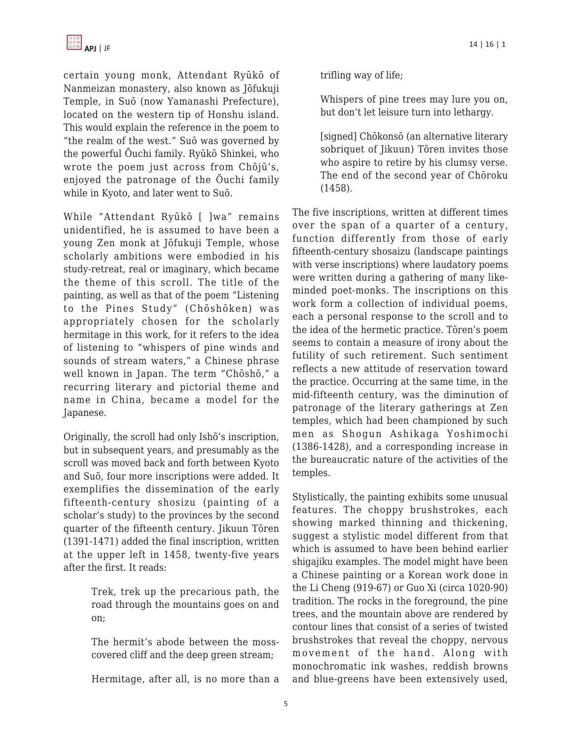certain young monk, Attendant Ryūkō of Nanmeizan monastery, also known as Jōfukuji Temple, in Suō (now Yamanashi Prefecture), located on the western tip of Honshu island. This would explain the reference in the poem to "the realm of the west." Suō was governed by the powerful Ōuchi family. Ryūkō Shinkei, who wrote the poem just across from Chōjū's, enjoyed the patronage of the Ōuchi family while in Kyoto, and later went to Suō.

While "Attendant Ryūkō [ ]wa" remains unidentified, he is assumed to have been a young Zen monk at Jōfukuji Temple, whose scholarly ambitions were embodied in his study-retreat, real or imaginary, which became the theme of this scroll. The title of the painting, as well as that of the poem "Listening to the Pines Study" (Chōshōken) was appropriately chosen for the scholarly hermitage in this work, for it refers to the idea of listening to "whispers of pine winds and sounds of stream waters," a Chinese phrase well known in Japan. The term "Chōshō," a recurring literary and pictorial theme and name in China, became a model for the Japanese.

Originally, the scroll had only Ishō's inscription, but in subsequent years, and presumably as the scroll was moved back and forth between Kyoto and Suō, four more inscriptions were added. It exemplifies the dissemination of the early fifteenth-century shosizu (painting of a scholar's study) to the provinces by the second quarter of the fifteenth century. Jikuun Tōren (1391-1471) added the final inscription, written at the upper left in 1458, twenty-five years after the first. It reads:

> Trek, trek up the precarious path, the road through the mountains goes on and on;
>
> The hermit's abode between the moss-covered cliff and the deep green stream;
>
> Hermitage, after all, is no more than a trifling way of life;
>
> Whispers of pine trees may lure you on, but don't let leisure turn into lethargy.
>
> [signed] Chōkonsō (an alternative literary sobriquet of Jikuun) Tōren invites those who aspire to retire by his clumsy verse. The end of the second year of Chōroku (1458).

The five inscriptions, written at different times over the span of a quarter of a century, function differently from those of early fifteenth-century shosaizu (landscape paintings with verse inscriptions) where laudatory poems were written during a gathering of many like-minded poet-monks. The inscriptions on this work form a collection of individual poems, each a personal response to the scroll and to the idea of the hermetic practice. Tōren's poem seems to contain a measure of irony about the futility of such retirement. Such sentiment reflects a new attitude of reservation toward the practice. Occurring at the same time, in the mid-fifteenth century, was the diminution of patronage of the literary gatherings at Zen temples, which had been championed by such men as Shogun Ashikaga Yoshimochi (1386-1428), and a corresponding increase in the bureaucratic nature of the activities of the temples.

Stylistically, the painting exhibits some unusual features. The choppy brushstrokes, each showing marked thinning and thickening, suggest a stylistic model different from that which is assumed to have been behind earlier shigajiku examples. The model might have been a Chinese painting or a Korean work done in the Li Cheng (919-67) or Guo Xi (circa 1020-90) tradition. The rocks in the foreground, the pine trees, and the mountain above are rendered by contour lines that consist of a series of twisted brushstrokes that reveal the choppy, nervous movement of the hand. Along with monochromatic ink washes, reddish browns and blue-greens have been extensively used,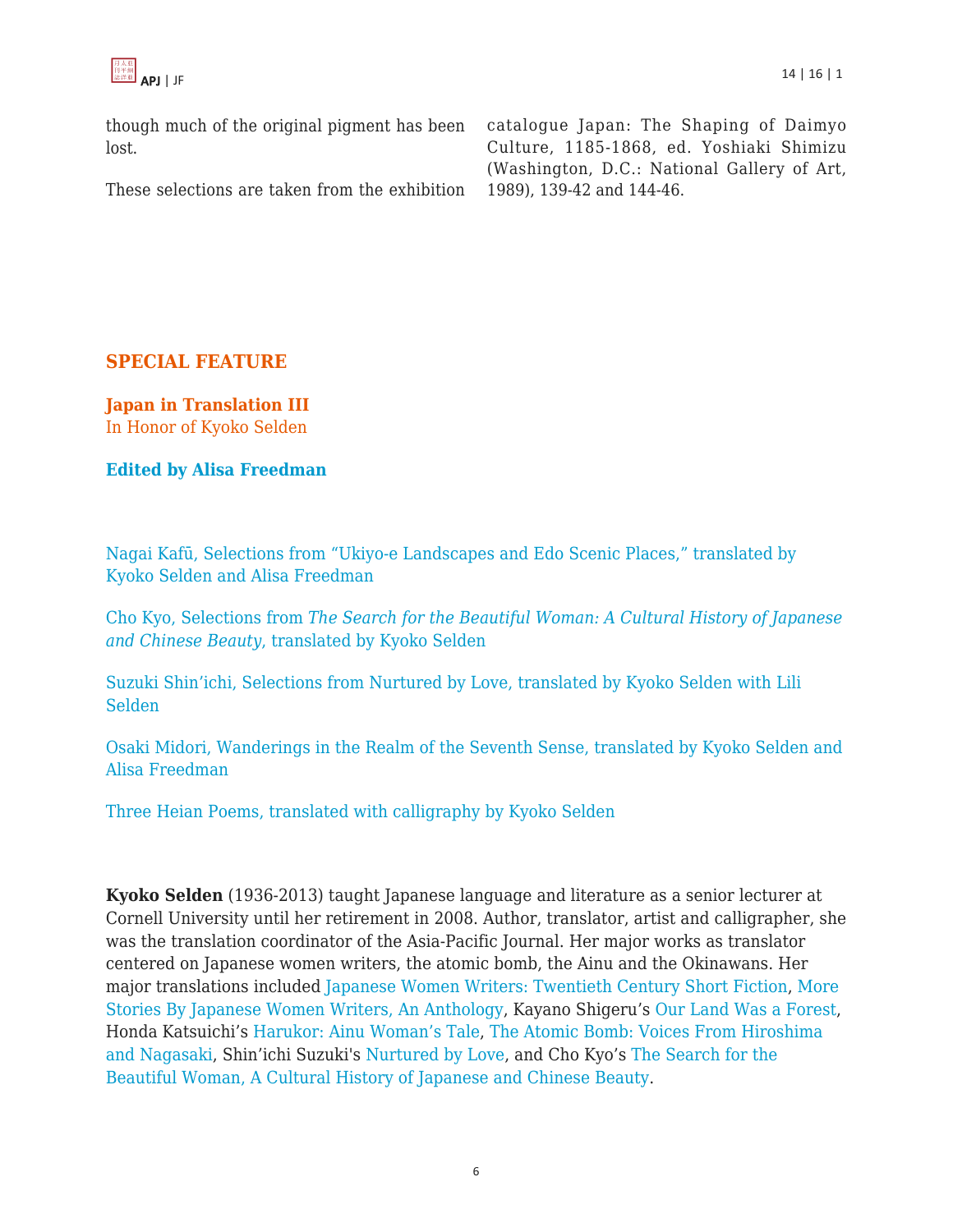though much of the original pigment has been lost.

These selections are taken from the exhibition catalogue Japan: The Shaping of Daimyo Culture, 1185-1868, ed. Yoshiaki Shimizu (Washington, D.C.: National Gallery of Art, 1989), 139-42 and 144-46.

## SPECIAL FEATURE

**Japan in Translation III**
In Honor of Kyoko Selden

**Edited by Alisa Freedman**

Nagai Kafū, Selections from "Ukiyo-e Landscapes and Edo Scenic Places," translated by Kyoko Selden and Alisa Freedman

Cho Kyo, Selections from *The Search for the Beautiful Woman: A Cultural History of Japanese and Chinese Beauty*, translated by Kyoko Selden

Suzuki Shin'ichi, Selections from Nurtured by Love, translated by Kyoko Selden with Lili Selden

Osaki Midori, Wanderings in the Realm of the Seventh Sense, translated by Kyoko Selden and Alisa Freedman

Three Heian Poems, translated with calligraphy by Kyoko Selden

**Kyoko Selden** (1936-2013) taught Japanese language and literature as a senior lecturer at Cornell University until her retirement in 2008. Author, translator, artist and calligrapher, she was the translation coordinator of the Asia-Pacific Journal. Her major works as translator centered on Japanese women writers, the atomic bomb, the Ainu and the Okinawans. Her major translations included Japanese Women Writers: Twentieth Century Short Fiction, More Stories By Japanese Women Writers, An Anthology, Kayano Shigeru's Our Land Was a Forest, Honda Katsuichi's Harukor: Ainu Woman's Tale, The Atomic Bomb: Voices From Hiroshima and Nagasaki, Shin'ichi Suzuki's Nurtured by Love, and Cho Kyo's The Search for the Beautiful Woman, A Cultural History of Japanese and Chinese Beauty.